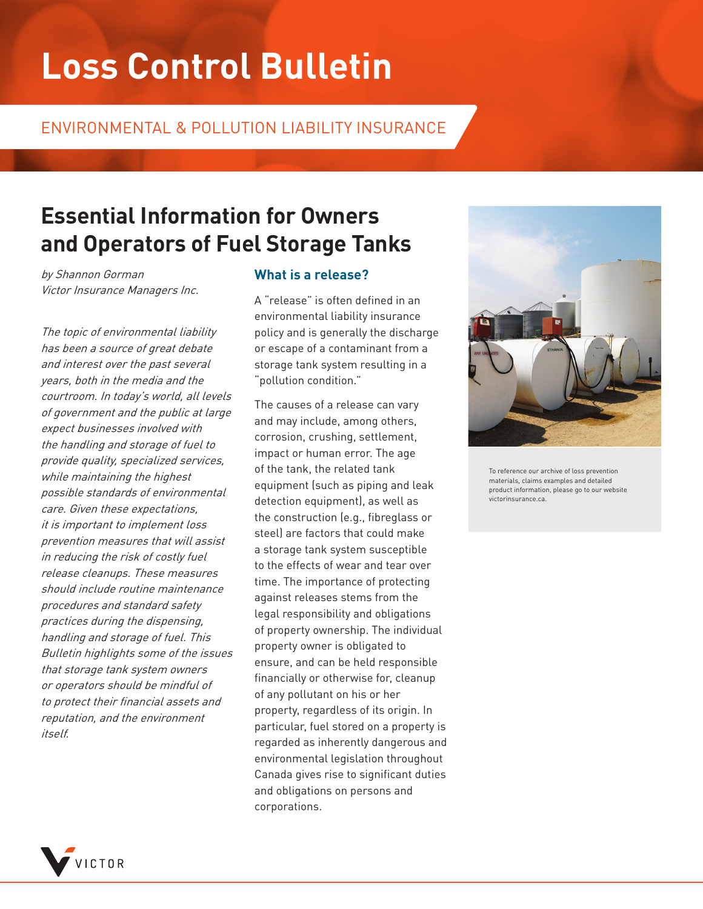# Loss Control Bulletin

ENVIRONMENTAL & POLLUTION LIABILITY INSURANCE

## Essential Information for Owners and Operators of Fuel Storage Tanks

*by Shannon Gorman*
*Victor Insurance Managers Inc.*

*The topic of environmental liability has been a source of great debate and interest over the past several years, both in the media and the courtroom. In today's world, all levels of government and the public at large expect businesses involved with the handling and storage of fuel to provide quality, specialized services, while maintaining the highest possible standards of environmental care. Given these expectations, it is important to implement loss prevention measures that will assist in reducing the risk of costly fuel release cleanups. These measures should include routine maintenance procedures and standard safety practices during the dispensing, handling and storage of fuel. This Bulletin highlights some of the issues that storage tank system owners or operators should be mindful of to protect their financial assets and reputation, and the environment itself.*

### What is a release?

A "release" is often defined in an environmental liability insurance policy and is generally the discharge or escape of a contaminant from a storage tank system resulting in a "pollution condition."

The causes of a release can vary and may include, among others, corrosion, crushing, settlement, impact or human error. The age of the tank, the related tank equipment (such as piping and leak detection equipment), as well as the construction (e.g., fibreglass or steel) are factors that could make a storage tank system susceptible to the effects of wear and tear over time. The importance of protecting against releases stems from the legal responsibility and obligations of property ownership. The individual property owner is obligated to ensure, and can be held responsible financially or otherwise for, cleanup of any pollutant on his or her property, regardless of its origin. In particular, fuel stored on a property is regarded as inherently dangerous and environmental legislation throughout Canada gives rise to significant duties and obligations on persons and corporations.

To reference our archive of loss prevention materials, claims examples and detailed product information, please go to our website victorinsurance.ca.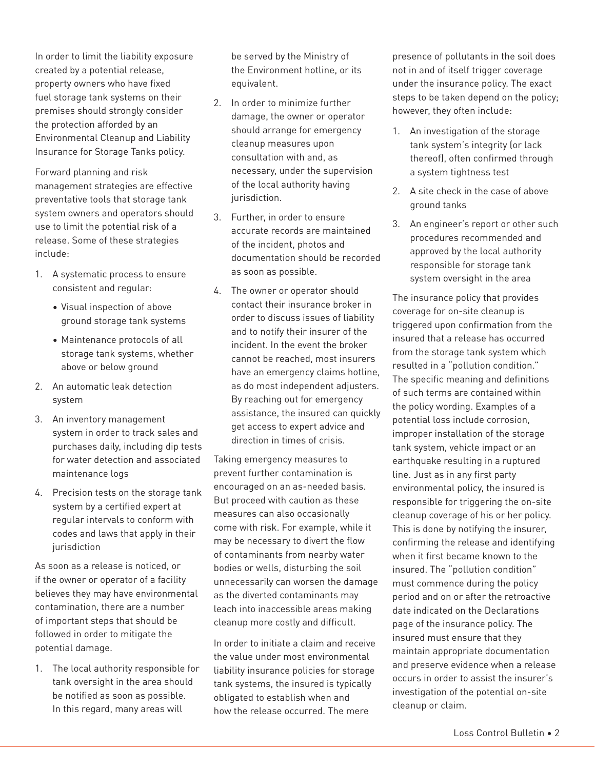In order to limit the liability exposure created by a potential release, property owners who have fixed fuel storage tank systems on their premises should strongly consider the protection afforded by an Environmental Cleanup and Liability Insurance for Storage Tanks policy.

Forward planning and risk management strategies are effective preventative tools that storage tank system owners and operators should use to limit the potential risk of a release. Some of these strategies include:

1. A systematic process to ensure consistent and regular:
   - Visual inspection of above ground storage tank systems
   - Maintenance protocols of all storage tank systems, whether above or below ground
2. An automatic leak detection system
3. An inventory management system in order to track sales and purchases daily, including dip tests for water detection and associated maintenance logs
4. Precision tests on the storage tank system by a certified expert at regular intervals to conform with codes and laws that apply in their jurisdiction

As soon as a release is noticed, or if the owner or operator of a facility believes they may have environmental contamination, there are a number of important steps that should be followed in order to mitigate the potential damage.

1. The local authority responsible for tank oversight in the area should be notified as soon as possible. In this regard, many areas will be served by the Ministry of the Environment hotline, or its equivalent.
2. In order to minimize further damage, the owner or operator should arrange for emergency cleanup measures upon consultation with and, as necessary, under the supervision of the local authority having jurisdiction.
3. Further, in order to ensure accurate records are maintained of the incident, photos and documentation should be recorded as soon as possible.
4. The owner or operator should contact their insurance broker in order to discuss issues of liability and to notify their insurer of the incident. In the event the broker cannot be reached, most insurers have an emergency claims hotline, as do most independent adjusters. By reaching out for emergency assistance, the insured can quickly get access to expert advice and direction in times of crisis.

Taking emergency measures to prevent further contamination is encouraged on an as-needed basis. But proceed with caution as these measures can also occasionally come with risk. For example, while it may be necessary to divert the flow of contaminants from nearby water bodies or wells, disturbing the soil unnecessarily can worsen the damage as the diverted contaminants may leach into inaccessible areas making cleanup more costly and difficult.

In order to initiate a claim and receive the value under most environmental liability insurance policies for storage tank systems, the insured is typically obligated to establish when and how the release occurred. The mere presence of pollutants in the soil does not in and of itself trigger coverage under the insurance policy. The exact steps to be taken depend on the policy; however, they often include:

1. An investigation of the storage tank system's integrity (or lack thereof), often confirmed through a system tightness test
2. A site check in the case of above ground tanks
3. An engineer's report or other such procedures recommended and approved by the local authority responsible for storage tank system oversight in the area

The insurance policy that provides coverage for on-site cleanup is triggered upon confirmation from the insured that a release has occurred from the storage tank system which resulted in a "pollution condition." The specific meaning and definitions of such terms are contained within the policy wording. Examples of a potential loss include corrosion, improper installation of the storage tank system, vehicle impact or an earthquake resulting in a ruptured line. Just as in any first party environmental policy, the insured is responsible for triggering the on-site cleanup coverage of his or her policy. This is done by notifying the insurer, confirming the release and identifying when it first became known to the insured. The "pollution condition" must commence during the policy period and on or after the retroactive date indicated on the Declarations page of the insurance policy. The insured must ensure that they maintain appropriate documentation and preserve evidence when a release occurs in order to assist the insurer's investigation of the potential on-site cleanup or claim.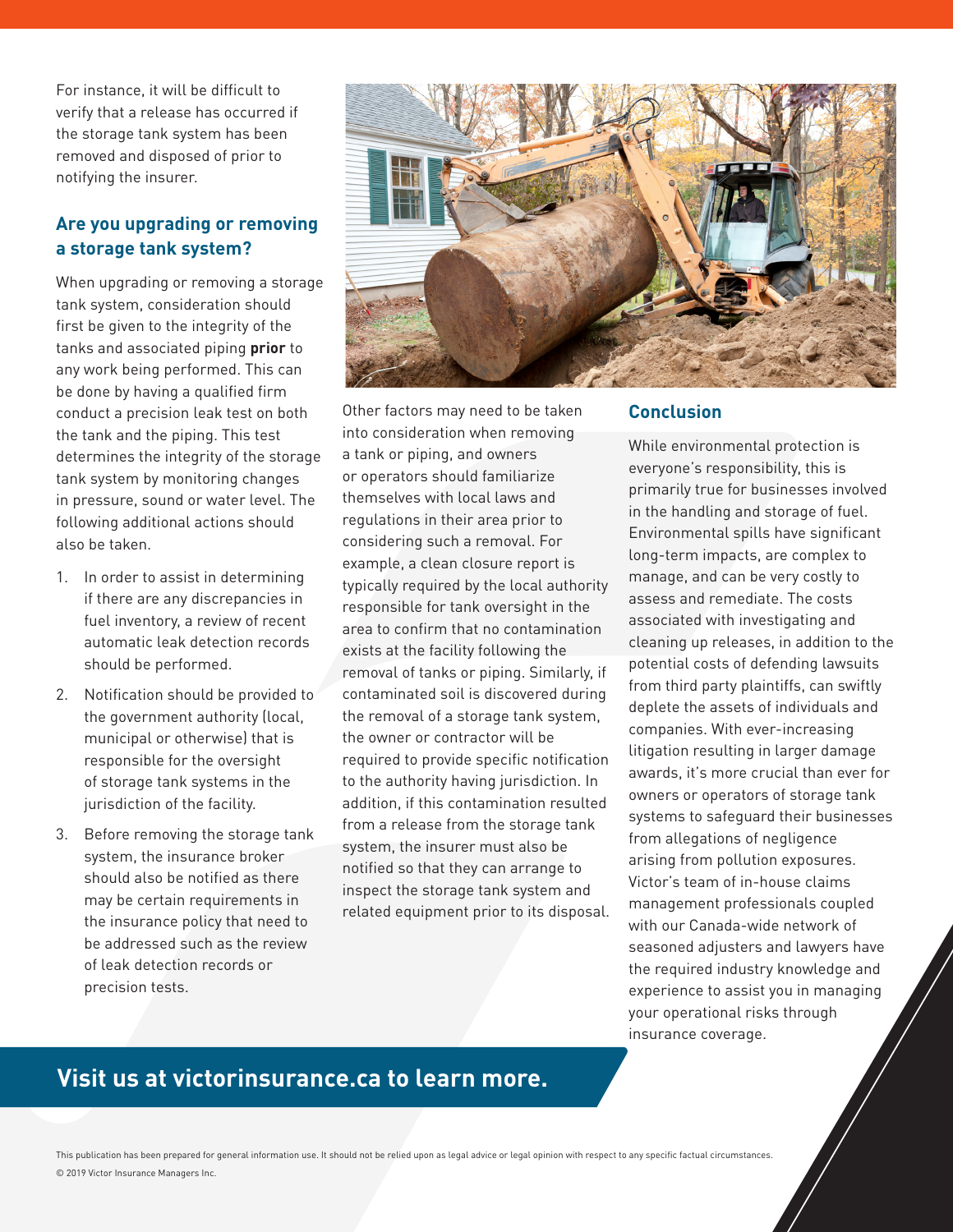For instance, it will be difficult to verify that a release has occurred if the storage tank system has been removed and disposed of prior to notifying the insurer.

## Are you upgrading or removing a storage tank system?

When upgrading or removing a storage tank system, consideration should first be given to the integrity of the tanks and associated piping **prior** to any work being performed. This can be done by having a qualified firm conduct a precision leak test on both the tank and the piping. This test determines the integrity of the storage tank system by monitoring changes in pressure, sound or water level. The following additional actions should also be taken.

1. In order to assist in determining if there are any discrepancies in fuel inventory, a review of recent automatic leak detection records should be performed.
2. Notification should be provided to the government authority (local, municipal or otherwise) that is responsible for the oversight of storage tank systems in the jurisdiction of the facility.
3. Before removing the storage tank system, the insurance broker should also be notified as there may be certain requirements in the insurance policy that need to be addressed such as the review of leak detection records or precision tests.

Other factors may need to be taken into consideration when removing a tank or piping, and owners or operators should familiarize themselves with local laws and regulations in their area prior to considering such a removal. For example, a clean closure report is typically required by the local authority responsible for tank oversight in the area to confirm that no contamination exists at the facility following the removal of tanks or piping. Similarly, if contaminated soil is discovered during the removal of a storage tank system, the owner or contractor will be required to provide specific notification to the authority having jurisdiction. In addition, if this contamination resulted from a release from the storage tank system, the insurer must also be notified so that they can arrange to inspect the storage tank system and related equipment prior to its disposal.

## Conclusion

While environmental protection is everyone's responsibility, this is primarily true for businesses involved in the handling and storage of fuel. Environmental spills have significant long-term impacts, are complex to manage, and can be very costly to assess and remediate. The costs associated with investigating and cleaning up releases, in addition to the potential costs of defending lawsuits from third party plaintiffs, can swiftly deplete the assets of individuals and companies. With ever-increasing litigation resulting in larger damage awards, it's more crucial than ever for owners or operators of storage tank systems to safeguard their businesses from allegations of negligence arising from pollution exposures. Victor's team of in-house claims management professionals coupled with our Canada-wide network of seasoned adjusters and lawyers have the required industry knowledge and experience to assist you in managing your operational risks through insurance coverage.

**Visit us at victorinsurance.ca to learn more.**

This publication has been prepared for general information use. It should not be relied upon as legal advice or legal opinion with respect to any specific factual circumstances.
© 2019 Victor Insurance Managers Inc.